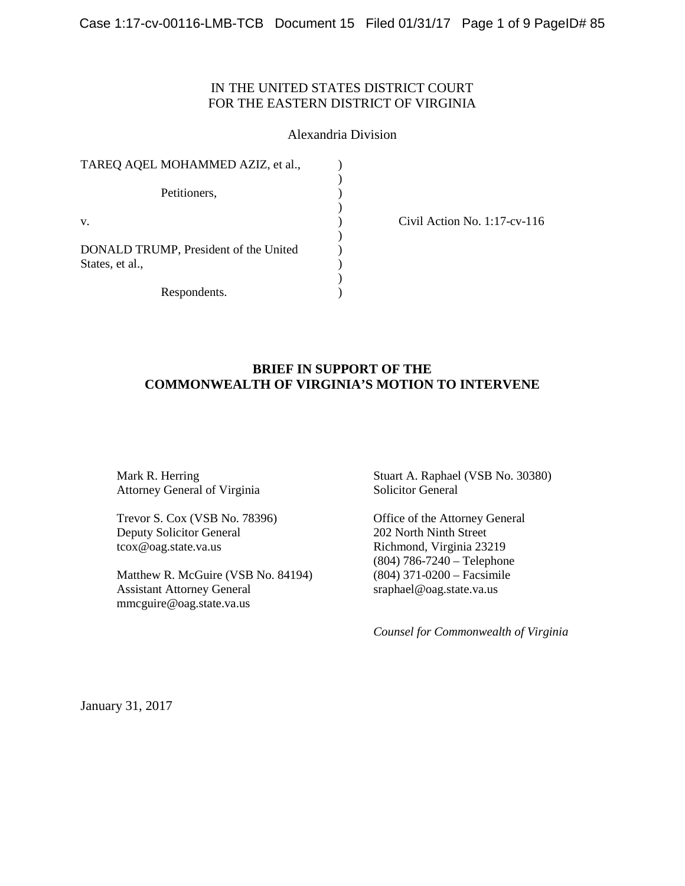IN THE UNITED STATES DISTRICT COURT
FOR THE EASTERN DISTRICT OF VIRGINIA

Alexandria Division

TAREQ AQEL MOHAMMED AZIZ, et al.,

Petitioners,

v.

DONALD TRUMP, President of the United States, et al.,

Respondents.

Civil Action No. 1:17-cv-116

**BRIEF IN SUPPORT OF THE COMMONWEALTH OF VIRGINIA'S MOTION TO INTERVENE**

Mark R. Herring
Attorney General of Virginia

Trevor S. Cox (VSB No. 78396)
Deputy Solicitor General
tcox@oag.state.va.us

Matthew R. McGuire (VSB No. 84194)
Assistant Attorney General
mmcguire@oag.state.va.us

Stuart A. Raphael (VSB No. 30380)
Solicitor General

Office of the Attorney General
202 North Ninth Street
Richmond, Virginia 23219
(804) 786-7240 – Telephone
(804) 371-0200 – Facsimile
sraphael@oag.state.va.us

*Counsel for Commonwealth of Virginia*

January 31, 2017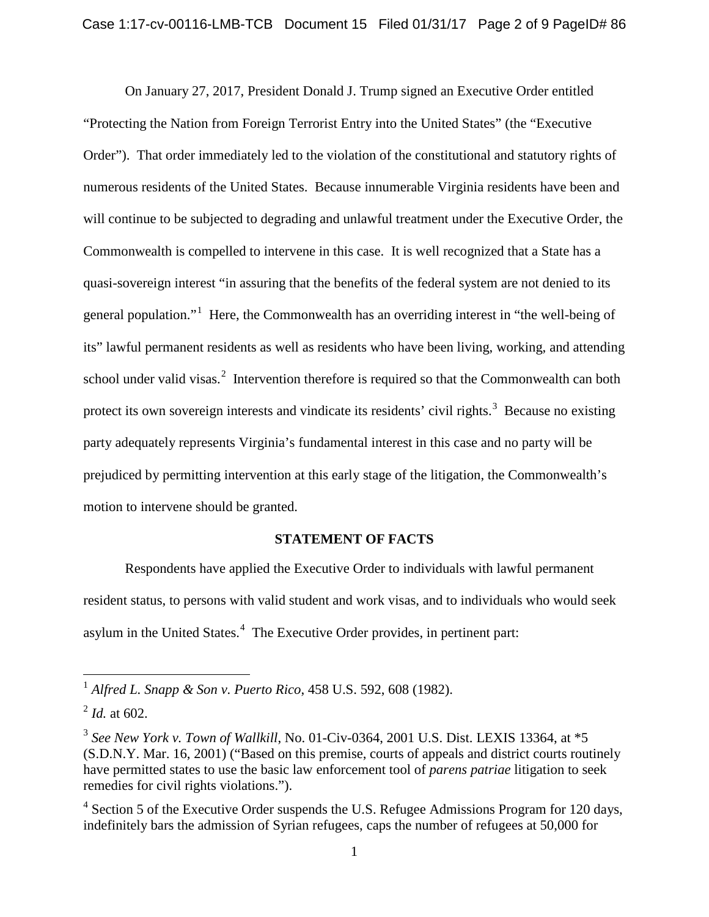On January 27, 2017, President Donald J. Trump signed an Executive Order entitled "Protecting the Nation from Foreign Terrorist Entry into the United States" (the "Executive Order"). That order immediately led to the violation of the constitutional and statutory rights of numerous residents of the United States. Because innumerable Virginia residents have been and will continue to be subjected to degrading and unlawful treatment under the Executive Order, the Commonwealth is compelled to intervene in this case. It is well recognized that a State has a quasi-sovereign interest "in assuring that the benefits of the federal system are not denied to its general population."[1] Here, the Commonwealth has an overriding interest in "the well-being of its" lawful permanent residents as well as residents who have been living, working, and attending school under valid visas.[2] Intervention therefore is required so that the Commonwealth can both protect its own sovereign interests and vindicate its residents' civil rights.[3] Because no existing party adequately represents Virginia's fundamental interest in this case and no party will be prejudiced by permitting intervention at this early stage of the litigation, the Commonwealth's motion to intervene should be granted.

## STATEMENT OF FACTS

Respondents have applied the Executive Order to individuals with lawful permanent resident status, to persons with valid student and work visas, and to individuals who would seek asylum in the United States.[4] The Executive Order provides, in pertinent part:

---

[1] *Alfred L. Snapp & Son v. Puerto Rico*, 458 U.S. 592, 608 (1982).

[2] *Id.* at 602.

[3] *See New York v. Town of Wallkill*, No. 01-Civ-0364, 2001 U.S. Dist. LEXIS 13364, at *5 (S.D.N.Y. Mar. 16, 2001) ("Based on this premise, courts of appeals and district courts routinely have permitted states to use the basic law enforcement tool of *parens patriae* litigation to seek remedies for civil rights violations.").

[4] Section 5 of the Executive Order suspends the U.S. Refugee Admissions Program for 120 days, indefinitely bars the admission of Syrian refugees, caps the number of refugees at 50,000 for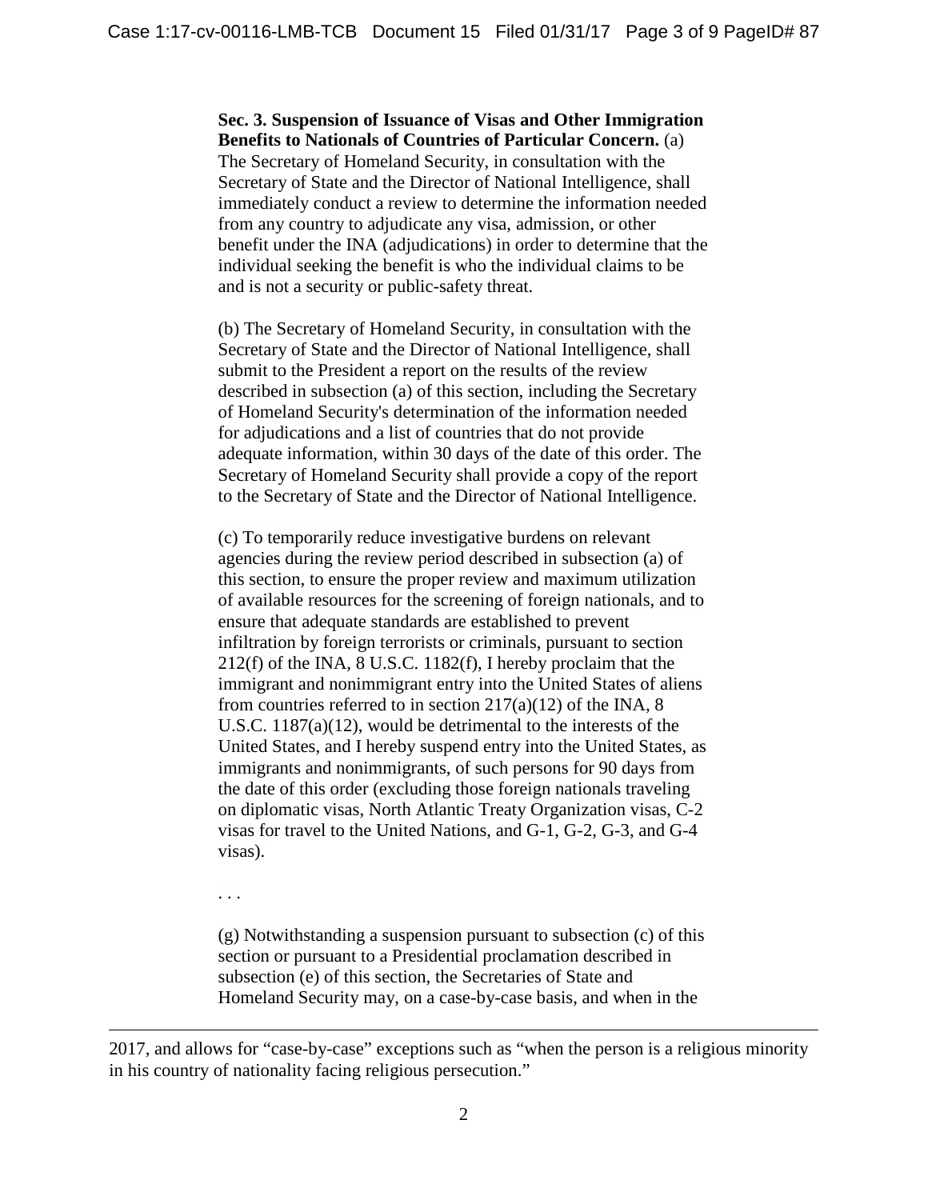**Sec. 3. Suspension of Issuance of Visas and Other Immigration Benefits to Nationals of Countries of Particular Concern.** (a) The Secretary of Homeland Security, in consultation with the Secretary of State and the Director of National Intelligence, shall immediately conduct a review to determine the information needed from any country to adjudicate any visa, admission, or other benefit under the INA (adjudications) in order to determine that the individual seeking the benefit is who the individual claims to be and is not a security or public-safety threat.

(b) The Secretary of Homeland Security, in consultation with the Secretary of State and the Director of National Intelligence, shall submit to the President a report on the results of the review described in subsection (a) of this section, including the Secretary of Homeland Security's determination of the information needed for adjudications and a list of countries that do not provide adequate information, within 30 days of the date of this order. The Secretary of Homeland Security shall provide a copy of the report to the Secretary of State and the Director of National Intelligence.

(c) To temporarily reduce investigative burdens on relevant agencies during the review period described in subsection (a) of this section, to ensure the proper review and maximum utilization of available resources for the screening of foreign nationals, and to ensure that adequate standards are established to prevent infiltration by foreign terrorists or criminals, pursuant to section 212(f) of the INA, 8 U.S.C. 1182(f), I hereby proclaim that the immigrant and nonimmigrant entry into the United States of aliens from countries referred to in section 217(a)(12) of the INA, 8 U.S.C. 1187(a)(12), would be detrimental to the interests of the United States, and I hereby suspend entry into the United States, as immigrants and nonimmigrants, of such persons for 90 days from the date of this order (excluding those foreign nationals traveling on diplomatic visas, North Atlantic Treaty Organization visas, C-2 visas for travel to the United Nations, and G-1, G-2, G-3, and G-4 visas).

. . .

(g) Notwithstanding a suspension pursuant to subsection (c) of this section or pursuant to a Presidential proclamation described in subsection (e) of this section, the Secretaries of State and Homeland Security may, on a case-by-case basis, and when in the

---

2017, and allows for "case-by-case" exceptions such as "when the person is a religious minority in his country of nationality facing religious persecution."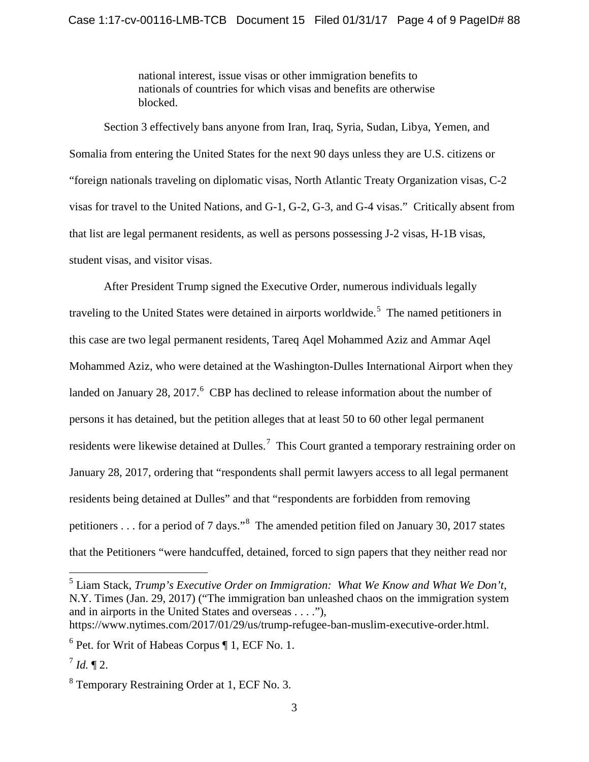> national interest, issue visas or other immigration benefits to nationals of countries for which visas and benefits are otherwise blocked.

Section 3 effectively bans anyone from Iran, Iraq, Syria, Sudan, Libya, Yemen, and Somalia from entering the United States for the next 90 days unless they are U.S. citizens or "foreign nationals traveling on diplomatic visas, North Atlantic Treaty Organization visas, C-2 visas for travel to the United Nations, and G-1, G-2, G-3, and G-4 visas." Critically absent from that list are legal permanent residents, as well as persons possessing J-2 visas, H-1B visas, student visas, and visitor visas.

After President Trump signed the Executive Order, numerous individuals legally traveling to the United States were detained in airports worldwide.[5] The named petitioners in this case are two legal permanent residents, Tareq Aqel Mohammed Aziz and Ammar Aqel Mohammed Aziz, who were detained at the Washington-Dulles International Airport when they landed on January 28, 2017.[6] CBP has declined to release information about the number of persons it has detained, but the petition alleges that at least 50 to 60 other legal permanent residents were likewise detained at Dulles.[7] This Court granted a temporary restraining order on January 28, 2017, ordering that "respondents shall permit lawyers access to all legal permanent residents being detained at Dulles" and that "respondents are forbidden from removing petitioners . . . for a period of 7 days."[8] The amended petition filed on January 30, 2017 states that the Petitioners "were handcuffed, detained, forced to sign papers that they neither read nor

---

[5] Liam Stack, *Trump's Executive Order on Immigration: What We Know and What We Don't*, N.Y. Times (Jan. 29, 2017) ("The immigration ban unleashed chaos on the immigration system and in airports in the United States and overseas . . . ."), https://www.nytimes.com/2017/01/29/us/trump-refugee-ban-muslim-executive-order.html.

[6] Pet. for Writ of Habeas Corpus ¶ 1, ECF No. 1.

[7] *Id.* ¶ 2.

[8] Temporary Restraining Order at 1, ECF No. 3.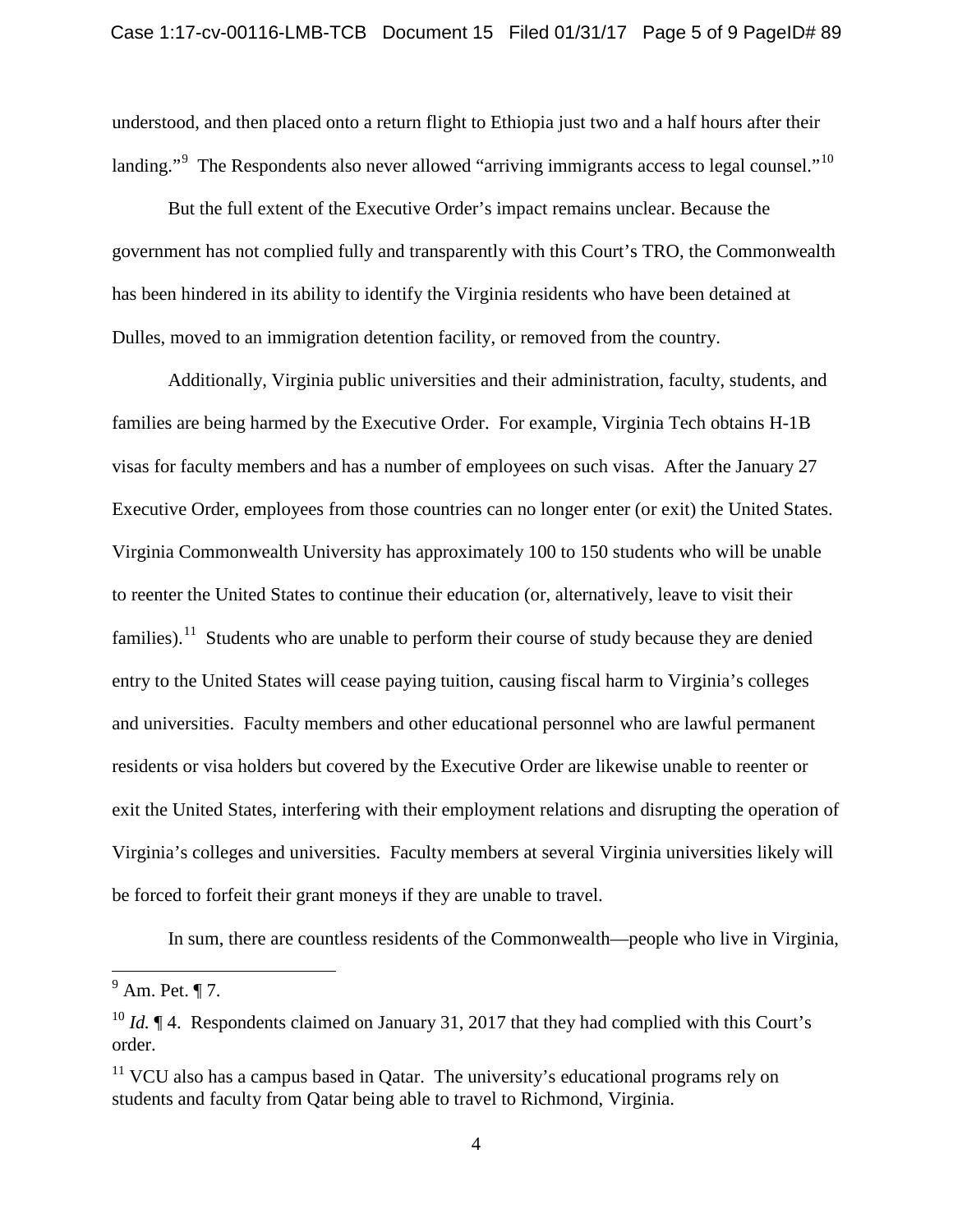understood, and then placed onto a return flight to Ethiopia just two and a half hours after their landing."[9] The Respondents also never allowed "arriving immigrants access to legal counsel."[10]

But the full extent of the Executive Order's impact remains unclear. Because the government has not complied fully and transparently with this Court's TRO, the Commonwealth has been hindered in its ability to identify the Virginia residents who have been detained at Dulles, moved to an immigration detention facility, or removed from the country.

Additionally, Virginia public universities and their administration, faculty, students, and families are being harmed by the Executive Order. For example, Virginia Tech obtains H-1B visas for faculty members and has a number of employees on such visas. After the January 27 Executive Order, employees from those countries can no longer enter (or exit) the United States. Virginia Commonwealth University has approximately 100 to 150 students who will be unable to reenter the United States to continue their education (or, alternatively, leave to visit their families).[11] Students who are unable to perform their course of study because they are denied entry to the United States will cease paying tuition, causing fiscal harm to Virginia's colleges and universities. Faculty members and other educational personnel who are lawful permanent residents or visa holders but covered by the Executive Order are likewise unable to reenter or exit the United States, interfering with their employment relations and disrupting the operation of Virginia's colleges and universities. Faculty members at several Virginia universities likely will be forced to forfeit their grant moneys if they are unable to travel.

In sum, there are countless residents of the Commonwealth—people who live in Virginia,

---

[9] Am. Pet. ¶ 7.

[10] *Id.* ¶ 4. Respondents claimed on January 31, 2017 that they had complied with this Court's order.

[11] VCU also has a campus based in Qatar. The university's educational programs rely on students and faculty from Qatar being able to travel to Richmond, Virginia.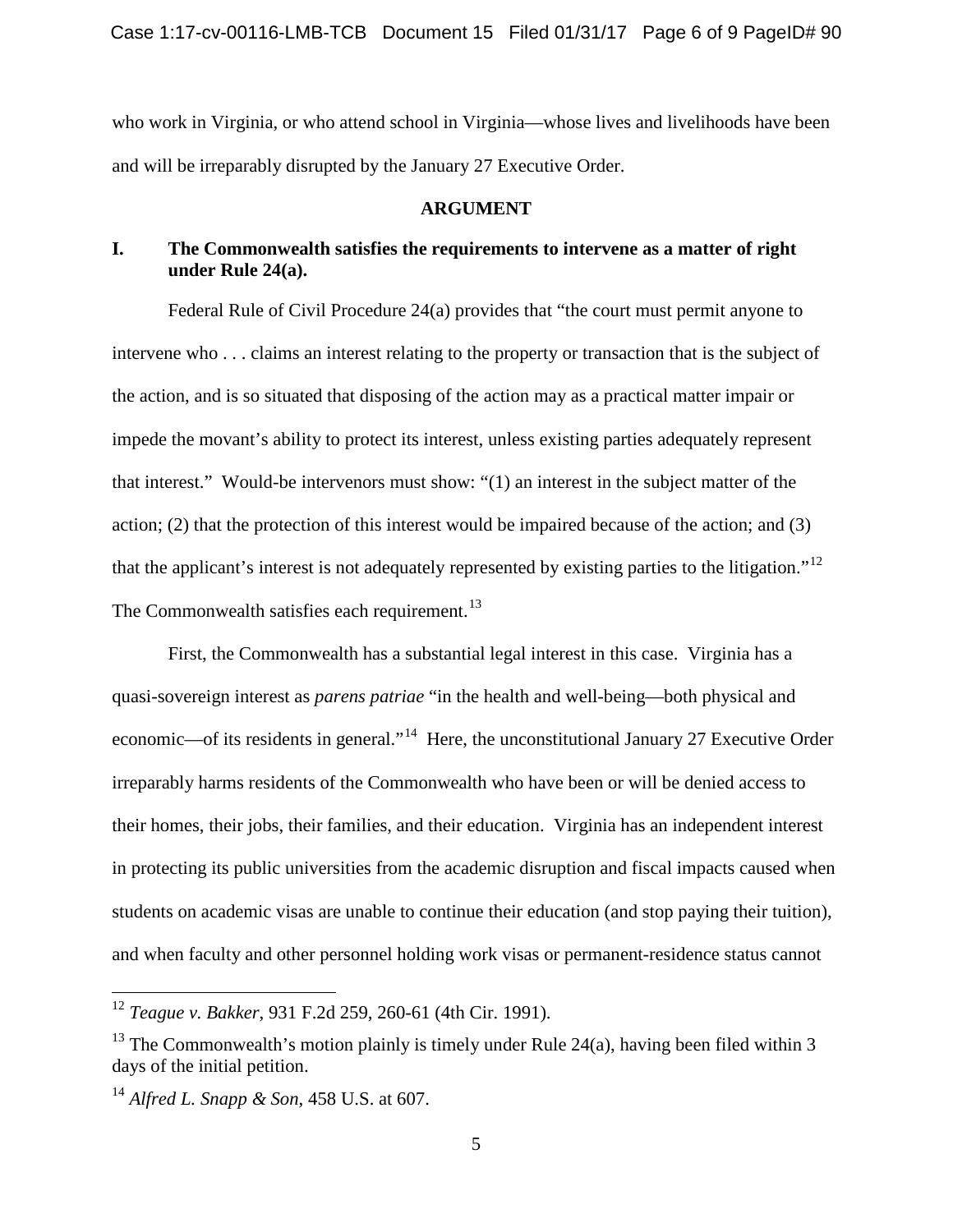who work in Virginia, or who attend school in Virginia—whose lives and livelihoods have been and will be irreparably disrupted by the January 27 Executive Order.

## ARGUMENT

### I. The Commonwealth satisfies the requirements to intervene as a matter of right under Rule 24(a).

Federal Rule of Civil Procedure 24(a) provides that "the court must permit anyone to intervene who . . . claims an interest relating to the property or transaction that is the subject of the action, and is so situated that disposing of the action may as a practical matter impair or impede the movant's ability to protect its interest, unless existing parties adequately represent that interest." Would-be intervenors must show: "(1) an interest in the subject matter of the action; (2) that the protection of this interest would be impaired because of the action; and (3) that the applicant's interest is not adequately represented by existing parties to the litigation."[12] The Commonwealth satisfies each requirement.[13]

First, the Commonwealth has a substantial legal interest in this case. Virginia has a quasi-sovereign interest as *parens patriae* "in the health and well-being—both physical and economic—of its residents in general."[14] Here, the unconstitutional January 27 Executive Order irreparably harms residents of the Commonwealth who have been or will be denied access to their homes, their jobs, their families, and their education. Virginia has an independent interest in protecting its public universities from the academic disruption and fiscal impacts caused when students on academic visas are unable to continue their education (and stop paying their tuition), and when faculty and other personnel holding work visas or permanent-residence status cannot

---

[12] *Teague v. Bakker*, 931 F.2d 259, 260-61 (4th Cir. 1991).

[13] The Commonwealth's motion plainly is timely under Rule 24(a), having been filed within 3 days of the initial petition.

[14] *Alfred L. Snapp & Son*, 458 U.S. at 607.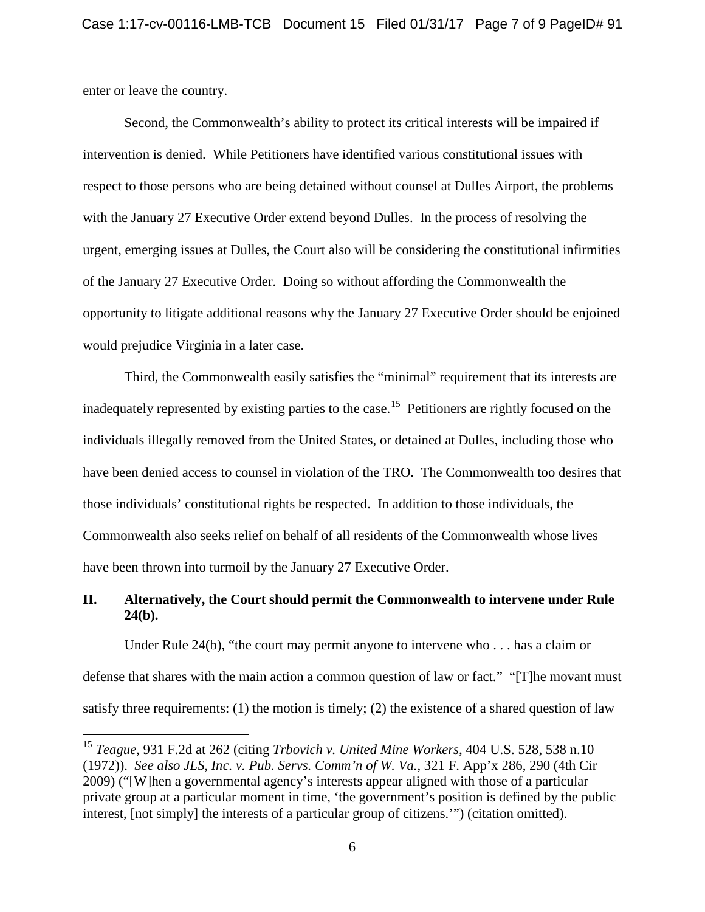enter or leave the country.

Second, the Commonwealth's ability to protect its critical interests will be impaired if intervention is denied. While Petitioners have identified various constitutional issues with respect to those persons who are being detained without counsel at Dulles Airport, the problems with the January 27 Executive Order extend beyond Dulles. In the process of resolving the urgent, emerging issues at Dulles, the Court also will be considering the constitutional infirmities of the January 27 Executive Order. Doing so without affording the Commonwealth the opportunity to litigate additional reasons why the January 27 Executive Order should be enjoined would prejudice Virginia in a later case.

Third, the Commonwealth easily satisfies the "minimal" requirement that its interests are inadequately represented by existing parties to the case.[15] Petitioners are rightly focused on the individuals illegally removed from the United States, or detained at Dulles, including those who have been denied access to counsel in violation of the TRO. The Commonwealth too desires that those individuals' constitutional rights be respected. In addition to those individuals, the Commonwealth also seeks relief on behalf of all residents of the Commonwealth whose lives have been thrown into turmoil by the January 27 Executive Order.

## II. Alternatively, the Court should permit the Commonwealth to intervene under Rule 24(b).

Under Rule 24(b), "the court may permit anyone to intervene who . . . has a claim or defense that shares with the main action a common question of law or fact." "[T]he movant must satisfy three requirements: (1) the motion is timely; (2) the existence of a shared question of law

---

[15] *Teague*, 931 F.2d at 262 (citing *Trbovich v. United Mine Workers*, 404 U.S. 528, 538 n.10 (1972)). *See also JLS, Inc. v. Pub. Servs. Comm'n of W. Va.*, 321 F. App'x 286, 290 (4th Cir 2009) ("[W]hen a governmental agency's interests appear aligned with those of a particular private group at a particular moment in time, 'the government's position is defined by the public interest, [not simply] the interests of a particular group of citizens.'") (citation omitted).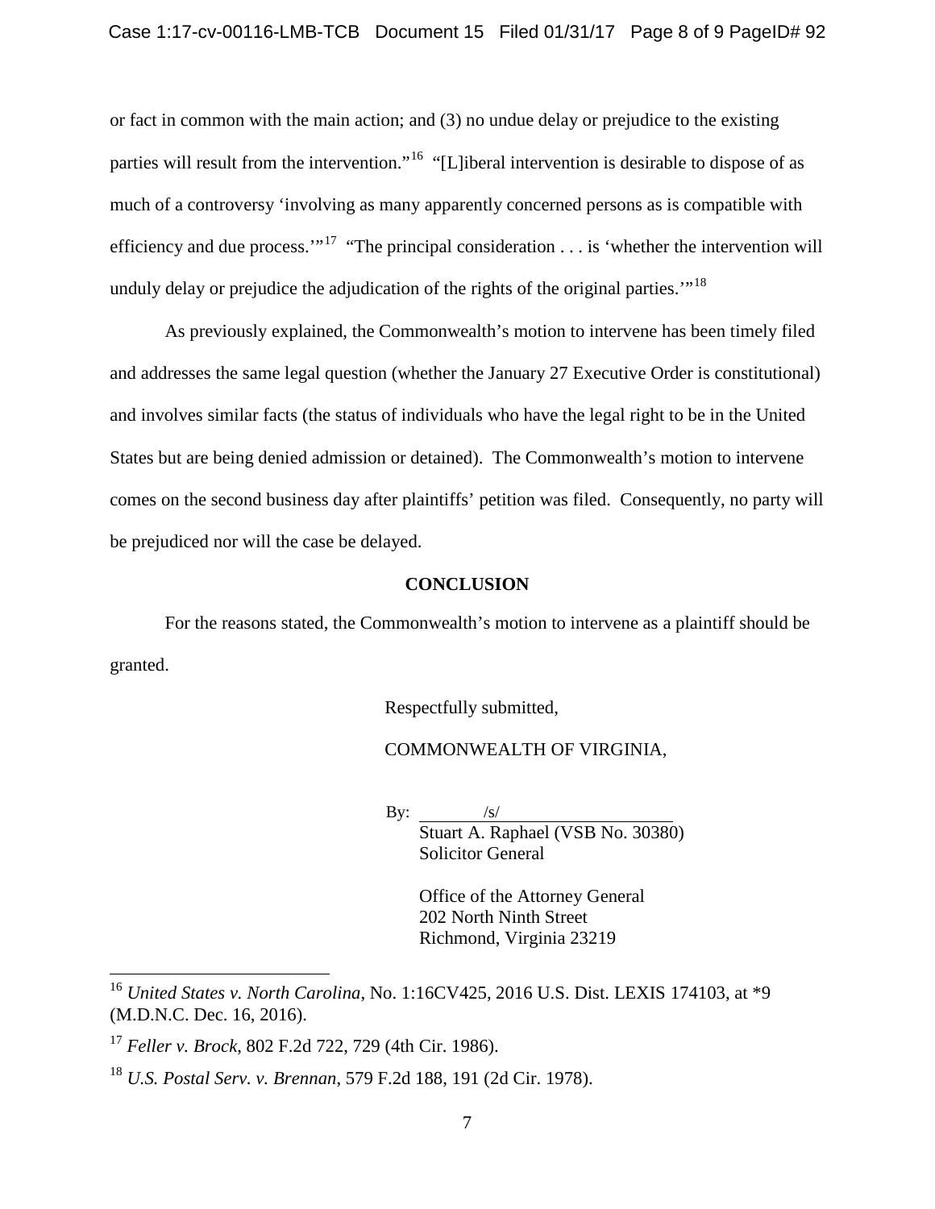or fact in common with the main action; and (3) no undue delay or prejudice to the existing parties will result from the intervention."[16] "[L]iberal intervention is desirable to dispose of as much of a controversy 'involving as many apparently concerned persons as is compatible with efficiency and due process.'"[17] "The principal consideration . . . is 'whether the intervention will unduly delay or prejudice the adjudication of the rights of the original parties.'"[18]

As previously explained, the Commonwealth's motion to intervene has been timely filed and addresses the same legal question (whether the January 27 Executive Order is constitutional) and involves similar facts (the status of individuals who have the legal right to be in the United States but are being denied admission or detained). The Commonwealth's motion to intervene comes on the second business day after plaintiffs' petition was filed. Consequently, no party will be prejudiced nor will the case be delayed.

## CONCLUSION

For the reasons stated, the Commonwealth's motion to intervene as a plaintiff should be granted.

Respectfully submitted,

COMMONWEALTH OF VIRGINIA,

By: /s/
Stuart A. Raphael (VSB No. 30380)
Solicitor General

Office of the Attorney General
202 North Ninth Street
Richmond, Virginia 23219

---

[16] *United States v. North Carolina*, No. 1:16CV425, 2016 U.S. Dist. LEXIS 174103, at *9 (M.D.N.C. Dec. 16, 2016).

[17] *Feller v. Brock*, 802 F.2d 722, 729 (4th Cir. 1986).

[18] *U.S. Postal Serv. v. Brennan*, 579 F.2d 188, 191 (2d Cir. 1978).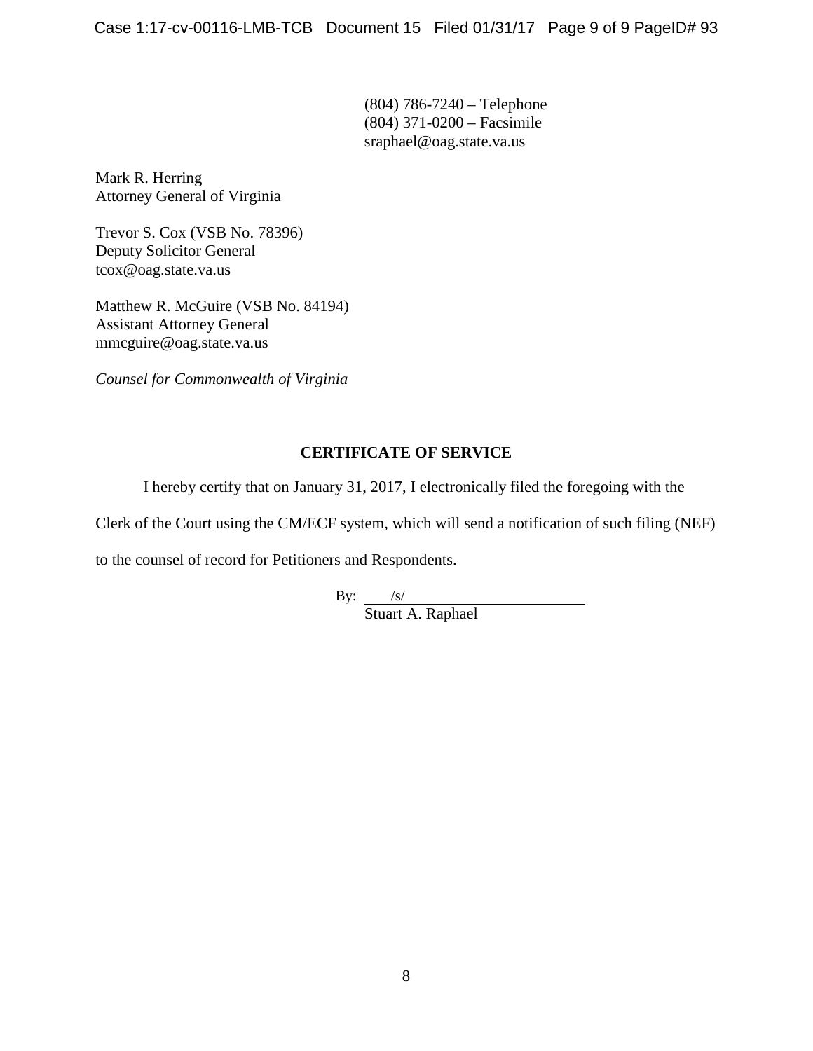(804) 786-7240 – Telephone
(804) 371-0200 – Facsimile
sraphael@oag.state.va.us

Mark R. Herring
Attorney General of Virginia

Trevor S. Cox (VSB No. 78396)
Deputy Solicitor General
tcox@oag.state.va.us

Matthew R. McGuire (VSB No. 84194)
Assistant Attorney General
mmcguire@oag.state.va.us

*Counsel for Commonwealth of Virginia*

**CERTIFICATE OF SERVICE**

I hereby certify that on January 31, 2017, I electronically filed the foregoing with the Clerk of the Court using the CM/ECF system, which will send a notification of such filing (NEF) to the counsel of record for Petitioners and Respondents.

By: /s/
Stuart A. Raphael